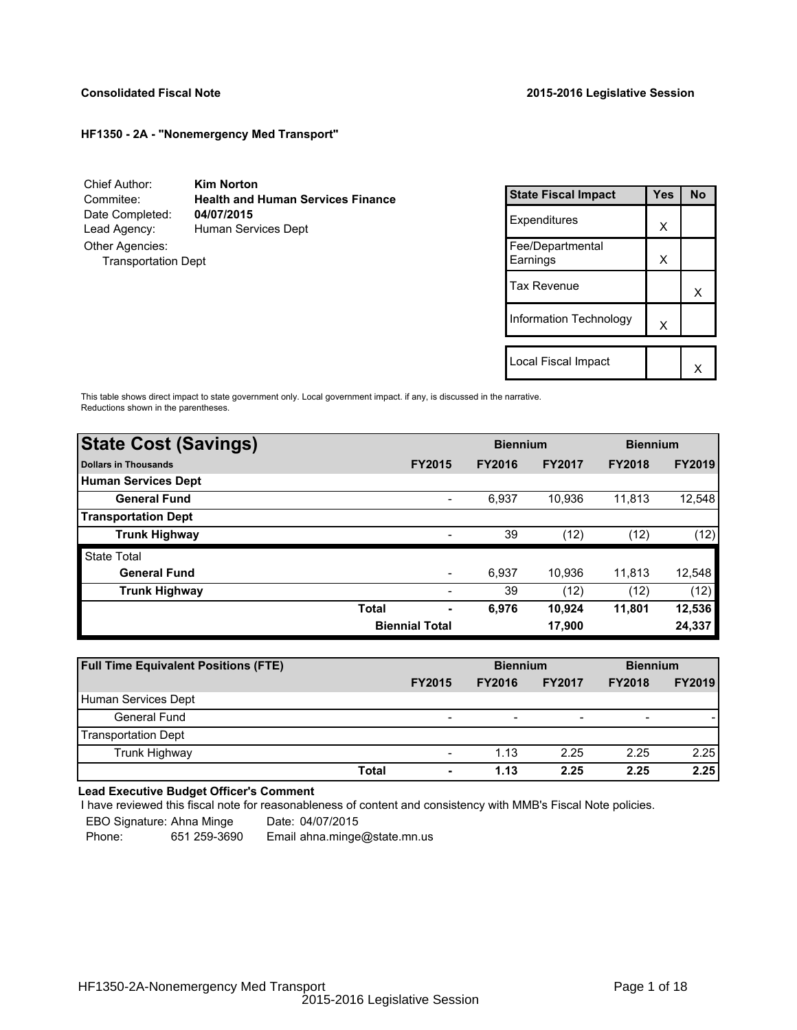**Consolidated Fiscal Note** **2015-2016 Legislative Session**

**HF1350 - 2A - "Nonemergency Med Transport"**

| | |
|---|---|
| Chief Author: | **Kim Norton** |
| Commitee: | **Health and Human Services Finance** |
| Date Completed: | **04/07/2015** |
| Lead Agency: | Human Services Dept |
| Other Agencies: | |
| Transportation Dept | |

| State Fiscal Impact | Yes | No |
|---|---|---|
| Expenditures | X | |
| Fee/Departmental Earnings | X | |
| Tax Revenue | | X |
| Information Technology | X | |
| | | |
| Local Fiscal Impact | | X |

This table shows direct impact to state government only. Local government impact. if any, is discussed in the narrative. Reductions shown in the parentheses.

| **State Cost (Savings)** | | | **Biennium** | | **Biennium** |
|---|---|---|---|---|---|
| **Dollars in Thousands** | **FY2015** | **FY2016** | **FY2017** | **FY2018** | **FY2019** |
| **Human Services Dept** | | | | | |
| **General Fund** | - | 6,937 | 10,936 | 11,813 | 12,548 |
| **Transportation Dept** | | | | | |
| **Trunk Highway** | - | 39 | (12) | (12) | (12) |
| State Total | | | | | |
| **General Fund** | - | 6,937 | 10,936 | 11,813 | 12,548 |
| **Trunk Highway** | - | 39 | (12) | (12) | (12) |
| **Total** | **-** | **6,976** | **10,924** | **11,801** | **12,536** |
| **Biennial Total** | | | **17,900** | | **24,337** |

| **Full Time Equivalent Positions (FTE)** | | | **Biennium** | | **Biennium** |
|---|---|---|---|---|---|
| | **FY2015** | **FY2016** | **FY2017** | **FY2018** | **FY2019** |
| Human Services Dept | | | | | |
| General Fund | - | - | - | - | - |
| Transportation Dept | | | | | |
| Trunk Highway | - | 1.13 | 2.25 | 2.25 | 2.25 |
| **Total** | **-** | **1.13** | **2.25** | **2.25** | **2.25** |

**Lead Executive Budget Officer's Comment**

I have reviewed this fiscal note for reasonableness of content and consistency with MMB's Fiscal Note policies.

EBO Signature: Ahna Minge Date: 04/07/2015

Phone: 651 259-3690 Email ahna.minge@state.mn.us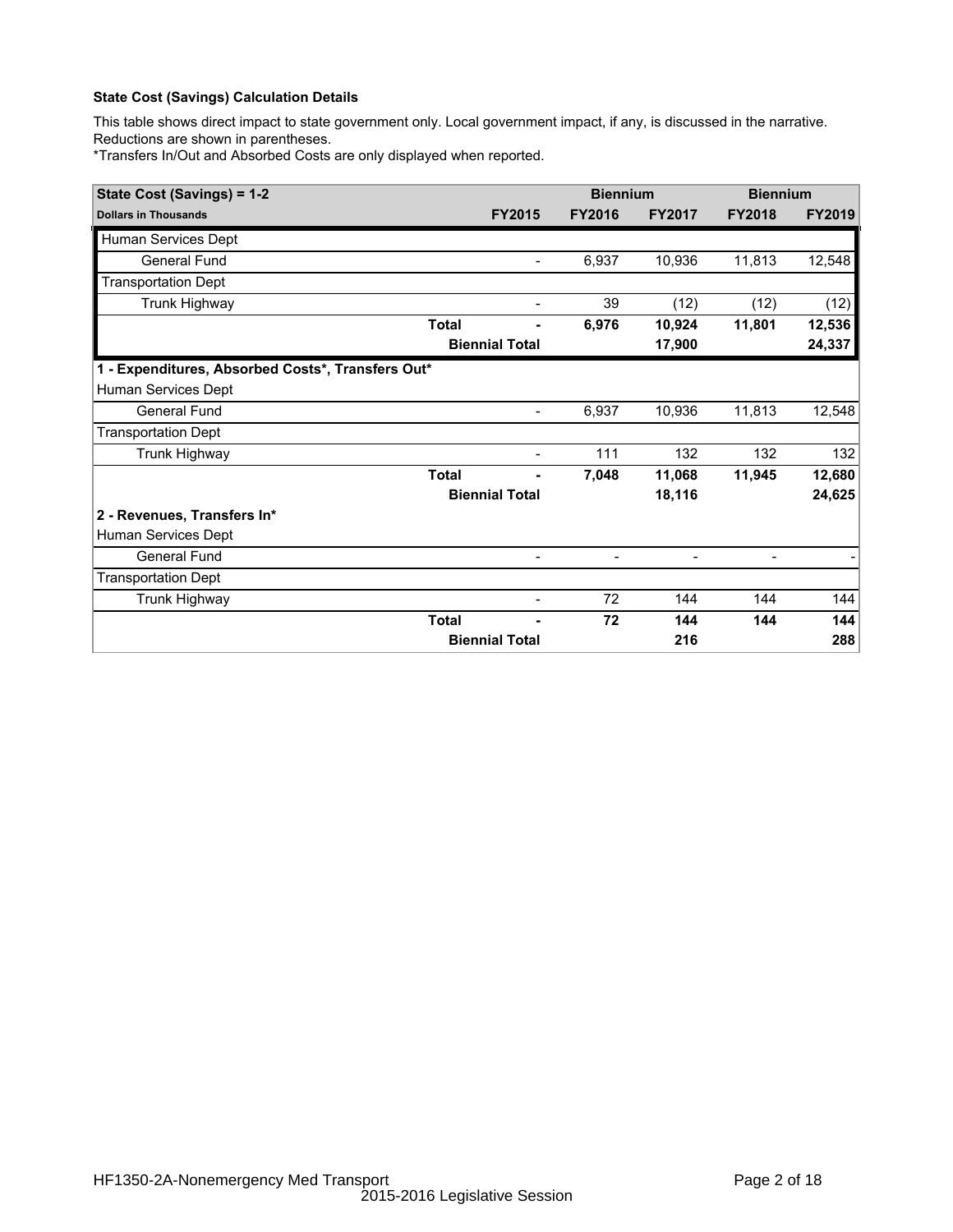**State Cost (Savings) Calculation Details**

This table shows direct impact to state government only. Local government impact, if any, is discussed in the narrative. Reductions are shown in parentheses.
*Transfers In/Out and Absorbed Costs are only displayed when reported.

| State Cost (Savings) = 1-2 | | | Biennium | | Biennium | |
|---|---|---|---|---|---|---|
| **Dollars in Thousands** | | **FY2015** | **FY2016** | **FY2017** | **FY2018** | **FY2019** |
| Human Services Dept | | | | | | |
| General Fund | | - | 6,937 | 10,936 | 11,813 | 12,548 |
| Transportation Dept | | | | | | |
| Trunk Highway | | - | 39 | (12) | (12) | (12) |
| | **Total** | **-** | **6,976** | **10,924** | **11,801** | **12,536** |
| | **Biennial Total** | | | **17,900** | | **24,337** |
| **1 - Expenditures, Absorbed Costs*, Transfers Out*** | | | | | | |
| Human Services Dept | | | | | | |
| General Fund | | - | 6,937 | 10,936 | 11,813 | 12,548 |
| Transportation Dept | | | | | | |
| Trunk Highway | | - | 111 | 132 | 132 | 132 |
| | **Total** | **-** | **7,048** | **11,068** | **11,945** | **12,680** |
| | **Biennial Total** | | | **18,116** | | **24,625** |
| **2 - Revenues, Transfers In*** | | | | | | |
| Human Services Dept | | | | | | |
| General Fund | | - | - | - | - | - |
| Transportation Dept | | | | | | |
| Trunk Highway | | - | 72 | 144 | 144 | 144 |
| | **Total** | **-** | **72** | **144** | **144** | **144** |
| | **Biennial Total** | | | **216** | | **288** |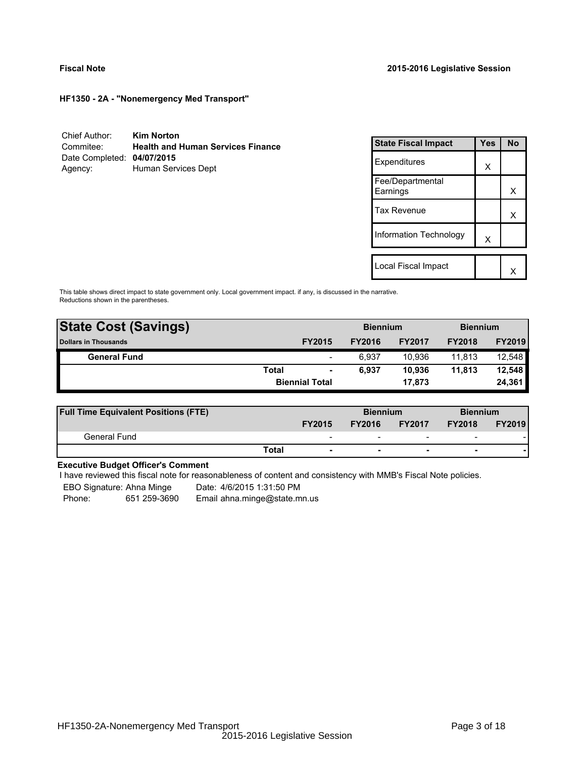**Fiscal Note** **2015-2016 Legislative Session**

**HF1350 - 2A - "Nonemergency Med Transport"**

Chief Author: **Kim Norton**
Commitee: **Health and Human Services Finance**
Date Completed: **04/07/2015**
Agency: Human Services Dept

| State Fiscal Impact | Yes | No |
|---|---|---|
| Expenditures | X | |
| Fee/Departmental Earnings | | X |
| Tax Revenue | | X |
| Information Technology | X | |
| Local Fiscal Impact | | X |

This table shows direct impact to state government only. Local government impact. if any, is discussed in the narrative.
Reductions shown in the parentheses.

| **State Cost (Savings)** | | | **Biennium** | | **Biennium** | |
|---|---|---|---|---|---|---|
| **Dollars in Thousands** | | **FY2015** | **FY2016** | **FY2017** | **FY2018** | **FY2019** |
| **General Fund** | | - | 6,937 | 10,936 | 11,813 | 12,548 |
| | **Total** | **-** | **6,937** | **10,936** | **11,813** | **12,548** |
| | | **Biennial Total** | | **17,873** | | **24,361** |

| **Full Time Equivalent Positions (FTE)** | | | **Biennium** | | **Biennium** | |
|---|---|---|---|---|---|---|
| | | **FY2015** | **FY2016** | **FY2017** | **FY2018** | **FY2019** |
| General Fund | | - | - | - | - | - |
| | **Total** | **-** | **-** | **-** | **-** | **-** |

**Executive Budget Officer's Comment**

I have reviewed this fiscal note for reasonableness of content and consistency with MMB's Fiscal Note policies.

EBO Signature: Ahna Minge Date: 4/6/2015 1:31:50 PM
Phone: 651 259-3690 Email ahna.minge@state.mn.us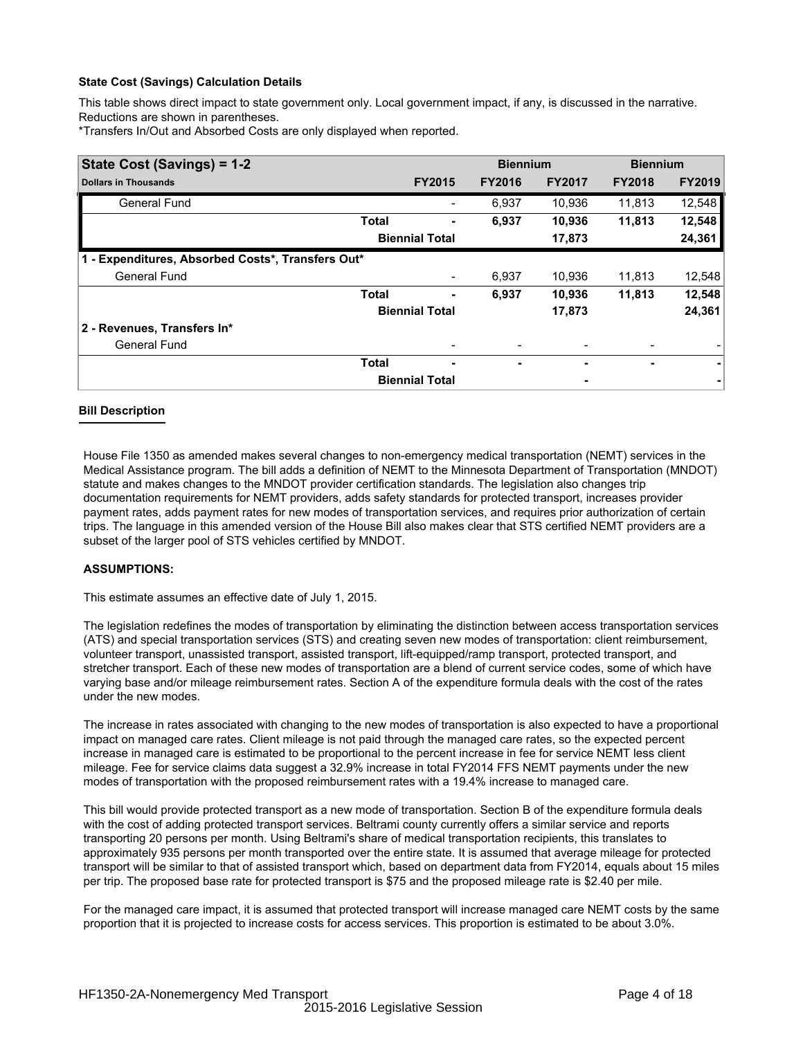**State Cost (Savings) Calculation Details**

This table shows direct impact to state government only. Local government impact, if any, is discussed in the narrative. Reductions are shown in parentheses.

*Transfers In/Out and Absorbed Costs are only displayed when reported.

| State Cost (Savings) = 1-2 | | Biennium | | Biennium | |
|---|---|---|---|---|---|
| **Dollars in Thousands** | **FY2015** | **FY2016** | **FY2017** | **FY2018** | **FY2019** |
| General Fund | - | 6,937 | 10,936 | 11,813 | 12,548 |
| **Total** | **-** | **6,937** | **10,936** | **11,813** | **12,548** |
| **Biennial Total** | | | **17,873** | | **24,361** |
| **1 - Expenditures, Absorbed Costs*, Transfers Out*** | | | | | |
| General Fund | - | 6,937 | 10,936 | 11,813 | 12,548 |
| **Total** | **-** | **6,937** | **10,936** | **11,813** | **12,548** |
| **Biennial Total** | | | **17,873** | | **24,361** |
| **2 - Revenues, Transfers In*** | | | | | |
| General Fund | - | - | - | - | - |
| **Total** | **-** | **-** | **-** | **-** | **-** |
| **Biennial Total** | | | **-** | | **-** |

**Bill Description**

House File 1350 as amended makes several changes to non-emergency medical transportation (NEMT) services in the Medical Assistance program. The bill adds a definition of NEMT to the Minnesota Department of Transportation (MNDOT) statute and makes changes to the MNDOT provider certification standards. The legislation also changes trip documentation requirements for NEMT providers, adds safety standards for protected transport, increases provider payment rates, adds payment rates for new modes of transportation services, and requires prior authorization of certain trips. The language in this amended version of the House Bill also makes clear that STS certified NEMT providers are a subset of the larger pool of STS vehicles certified by MNDOT.

**ASSUMPTIONS:**

This estimate assumes an effective date of July 1, 2015.

The legislation redefines the modes of transportation by eliminating the distinction between access transportation services (ATS) and special transportation services (STS) and creating seven new modes of transportation: client reimbursement, volunteer transport, unassisted transport, assisted transport, lift-equipped/ramp transport, protected transport, and stretcher transport. Each of these new modes of transportation are a blend of current service codes, some of which have varying base and/or mileage reimbursement rates. Section A of the expenditure formula deals with the cost of the rates under the new modes.

The increase in rates associated with changing to the new modes of transportation is also expected to have a proportional impact on managed care rates. Client mileage is not paid through the managed care rates, so the expected percent increase in managed care is estimated to be proportional to the percent increase in fee for service NEMT less client mileage. Fee for service claims data suggest a 32.9% increase in total FY2014 FFS NEMT payments under the new modes of transportation with the proposed reimbursement rates with a 19.4% increase to managed care.

This bill would provide protected transport as a new mode of transportation. Section B of the expenditure formula deals with the cost of adding protected transport services. Beltrami county currently offers a similar service and reports transporting 20 persons per month. Using Beltrami's share of medical transportation recipients, this translates to approximately 935 persons per month transported over the entire state. It is assumed that average mileage for protected transport will be similar to that of assisted transport which, based on department data from FY2014, equals about 15 miles per trip. The proposed base rate for protected transport is $75 and the proposed mileage rate is $2.40 per mile.

For the managed care impact, it is assumed that protected transport will increase managed care NEMT costs by the same proportion that it is projected to increase costs for access services. This proportion is estimated to be about 3.0%.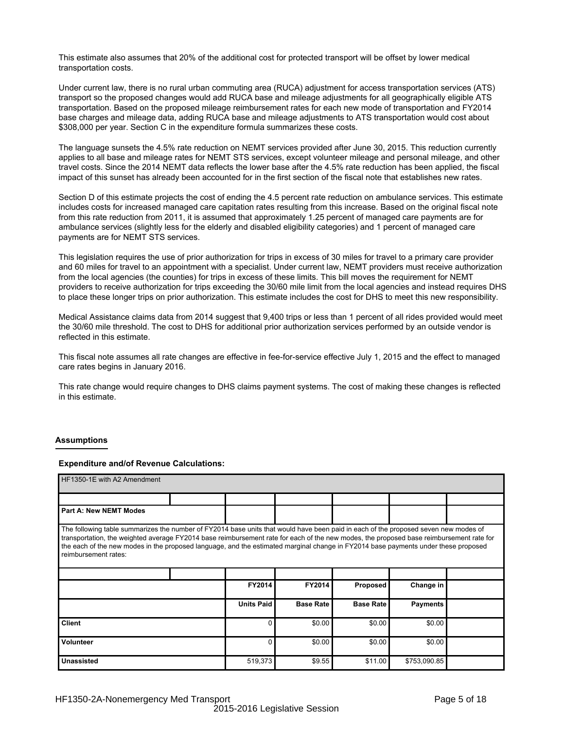This estimate also assumes that 20% of the additional cost for protected transport will be offset by lower medical transportation costs.

Under current law, there is no rural urban commuting area (RUCA) adjustment for access transportation services (ATS) transport so the proposed changes would add RUCA base and mileage adjustments for all geographically eligible ATS transportation. Based on the proposed mileage reimbursement rates for each new mode of transportation and FY2014 base charges and mileage data, adding RUCA base and mileage adjustments to ATS transportation would cost about $308,000 per year. Section C in the expenditure formula summarizes these costs.

The language sunsets the 4.5% rate reduction on NEMT services provided after June 30, 2015. This reduction currently applies to all base and mileage rates for NEMT STS services, except volunteer mileage and personal mileage, and other travel costs. Since the 2014 NEMT data reflects the lower base after the 4.5% rate reduction has been applied, the fiscal impact of this sunset has already been accounted for in the first section of the fiscal note that establishes new rates.

Section D of this estimate projects the cost of ending the 4.5 percent rate reduction on ambulance services. This estimate includes costs for increased managed care capitation rates resulting from this increase. Based on the original fiscal note from this rate reduction from 2011, it is assumed that approximately 1.25 percent of managed care payments are for ambulance services (slightly less for the elderly and disabled eligibility categories) and 1 percent of managed care payments are for NEMT STS services.

This legislation requires the use of prior authorization for trips in excess of 30 miles for travel to a primary care provider and 60 miles for travel to an appointment with a specialist. Under current law, NEMT providers must receive authorization from the local agencies (the counties) for trips in excess of these limits. This bill moves the requirement for NEMT providers to receive authorization for trips exceeding the 30/60 mile limit from the local agencies and instead requires DHS to place these longer trips on prior authorization. This estimate includes the cost for DHS to meet this new responsibility.

Medical Assistance claims data from 2014 suggest that 9,400 trips or less than 1 percent of all rides provided would meet the 30/60 mile threshold. The cost to DHS for additional prior authorization services performed by an outside vendor is reflected in this estimate.

This fiscal note assumes all rate changes are effective in fee-for-service effective July 1, 2015 and the effect to managed care rates begins in January 2016.

This rate change would require changes to DHS claims payment systems. The cost of making these changes is reflected in this estimate.

## Assumptions

**Expenditure and/of Revenue Calculations:**

HF1350-1E with A2 Amendment

**Part A: New NEMT Modes**

The following table summarizes the number of FY2014 base units that would have been paid in each of the proposed seven new modes of transportation, the weighted average FY2014 base reimbursement rate for each of the new modes, the proposed base reimbursement rate for the each of the new modes in the proposed language, and the estimated marginal change in FY2014 base payments under these proposed reimbursement rates:

| | FY2014 Units Paid | FY2014 Base Rate | Proposed Base Rate | Change in Payments | |
|---|---|---|---|---|---|
| **Client** | 0 | $0.00 | $0.00 | $0.00 | |
| **Volunteer** | 0 | $0.00 | $0.00 | $0.00 | |
| **Unassisted** | 519,373 | $9.55 | $11.00 | $753,090.85 | |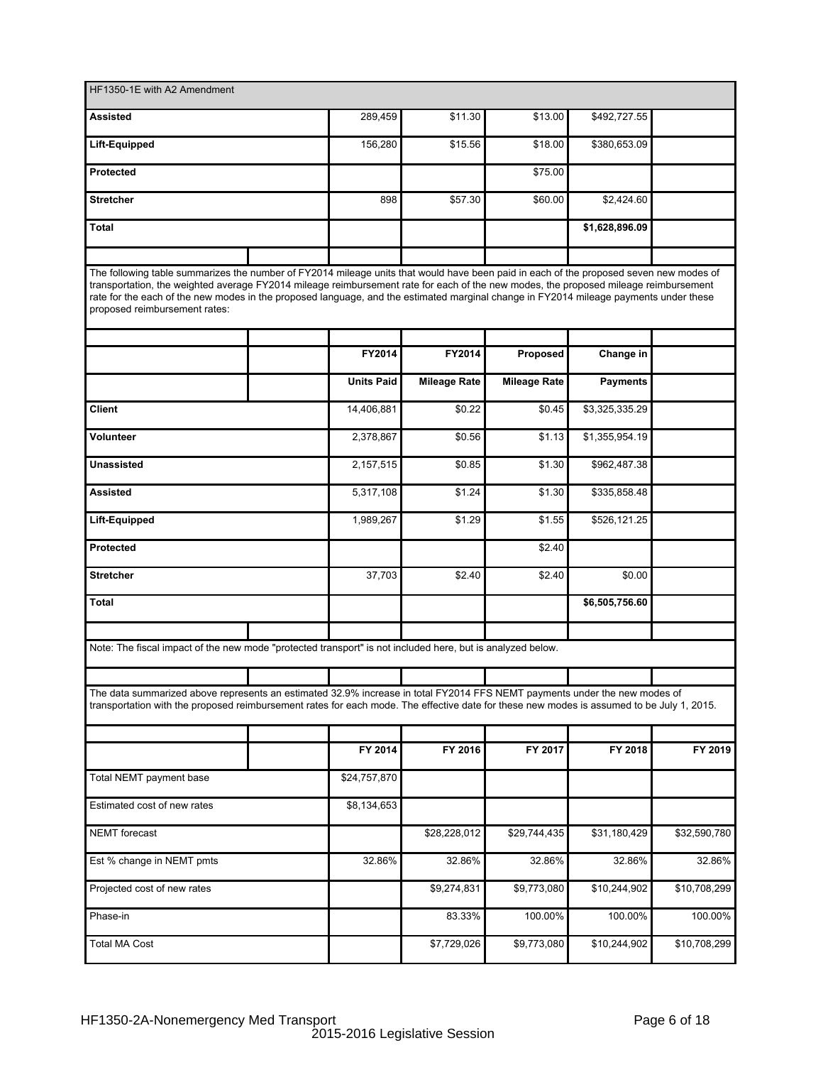| HF1350-1E with A2 Amendment | | | | | | |
|---|---|---|---|---|---|---|
| **Assisted** | | 289,459 | $11.30 | $13.00 | $492,727.55 | |
| **Lift-Equipped** | | 156,280 | $15.56 | $18.00 | $380,653.09 | |
| **Protected** | | | | $75.00 | | |
| **Stretcher** | | 898 | $57.30 | $60.00 | $2,424.60 | |
| **Total** | | | | | **$1,628,896.09** | |

The following table summarizes the number of FY2014 mileage units that would have been paid in each of the proposed seven new modes of transportation, the weighted average FY2014 mileage reimbursement rate for each of the new modes, the proposed mileage reimbursement rate for the each of the new modes in the proposed language, and the estimated marginal change in FY2014 mileage payments under these proposed reimbursement rates:

| | | FY2014 | FY2014 | Proposed | Change in | |
|---|---|---|---|---|---|---|
| | | **Units Paid** | **Mileage Rate** | **Mileage Rate** | **Payments** | |
| **Client** | | 14,406,881 | $0.22 | $0.45 | $3,325,335.29 | |
| **Volunteer** | | 2,378,867 | $0.56 | $1.13 | $1,355,954.19 | |
| **Unassisted** | | 2,157,515 | $0.85 | $1.30 | $962,487.38 | |
| **Assisted** | | 5,317,108 | $1.24 | $1.30 | $335,858.48 | |
| **Lift-Equipped** | | 1,989,267 | $1.29 | $1.55 | $526,121.25 | |
| **Protected** | | | | $2.40 | | |
| **Stretcher** | | 37,703 | $2.40 | $2.40 | $0.00 | |
| **Total** | | | | | **$6,505,756.60** | |

Note: The fiscal impact of the new mode "protected transport" is not included here, but is analyzed below.

The data summarized above represents an estimated 32.9% increase in total FY2014 FFS NEMT payments under the new modes of transportation with the proposed reimbursement rates for each mode. The effective date for these new modes is assumed to be July 1, 2015.

| | | FY 2014 | FY 2016 | FY 2017 | FY 2018 | FY 2019 |
|---|---|---|---|---|---|---|
| Total NEMT payment base | | $24,757,870 | | | | |
| Estimated cost of new rates | | $8,134,653 | | | | |
| NEMT forecast | | | $28,228,012 | $29,744,435 | $31,180,429 | $32,590,780 |
| Est % change in NEMT pmts | | 32.86% | 32.86% | 32.86% | 32.86% | 32.86% |
| Projected cost of new rates | | | $9,274,831 | $9,773,080 | $10,244,902 | $10,708,299 |
| Phase-in | | | 83.33% | 100.00% | 100.00% | 100.00% |
| Total MA Cost | | | $7,729,026 | $9,773,080 | $10,244,902 | $10,708,299 |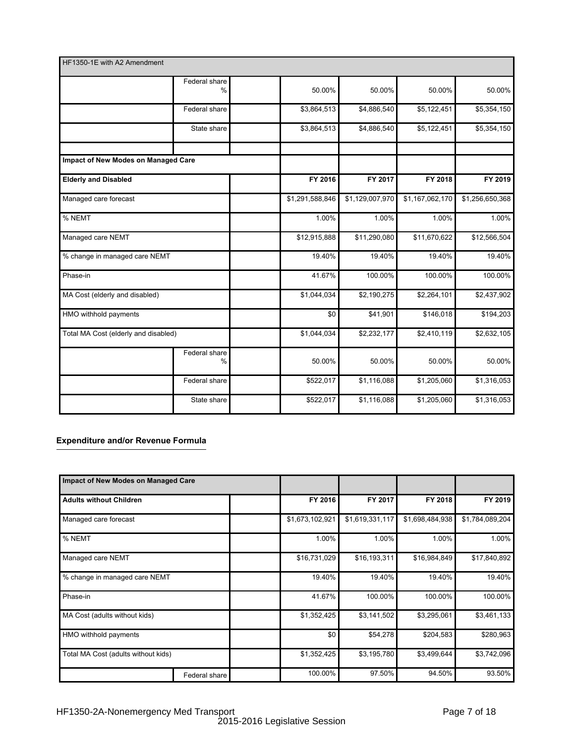| HF1350-1E with A2 Amendment | | | | | | |
|---|---|---|---|---|---|---|
| | Federal share % | | 50.00% | 50.00% | 50.00% | 50.00% |
| | Federal share | | $3,864,513 | $4,886,540 | $5,122,451 | $5,354,150 |
| | State share | | $3,864,513 | $4,886,540 | $5,122,451 | $5,354,150 |
| | | | | | | |
| **Impact of New Modes on Managed Care** | | | | | | |
| **Elderly and Disabled** | | | **FY 2016** | **FY 2017** | **FY 2018** | **FY 2019** |
| Managed care forecast | | | $1,291,588,846 | $1,129,007,970 | $1,167,062,170 | $1,256,650,368 |
| % NEMT | | | 1.00% | 1.00% | 1.00% | 1.00% |
| Managed care NEMT | | | $12,915,888 | $11,290,080 | $11,670,622 | $12,566,504 |
| % change in managed care NEMT | | | 19.40% | 19.40% | 19.40% | 19.40% |
| Phase-in | | | 41.67% | 100.00% | 100.00% | 100.00% |
| MA Cost (elderly and disabled) | | | $1,044,034 | $2,190,275 | $2,264,101 | $2,437,902 |
| HMO withhold payments | | | $0 | $41,901 | $146,018 | $194,203 |
| Total MA Cost (elderly and disabled) | | | $1,044,034 | $2,232,177 | $2,410,119 | $2,632,105 |
| | Federal share % | | 50.00% | 50.00% | 50.00% | 50.00% |
| | Federal share | | $522,017 | $1,116,088 | $1,205,060 | $1,316,053 |
| | State share | | $522,017 | $1,116,088 | $1,205,060 | $1,316,053 |

## Expenditure and/or Revenue Formula

| Impact of New Modes on Managed Care | | | | | | |
|---|---|---|---|---|---|---|
| **Adults without Children** | | | **FY 2016** | **FY 2017** | **FY 2018** | **FY 2019** |
| Managed care forecast | | | $1,673,102,921 | $1,619,331,117 | $1,698,484,938 | $1,784,089,204 |
| % NEMT | | | 1.00% | 1.00% | 1.00% | 1.00% |
| Managed care NEMT | | | $16,731,029 | $16,193,311 | $16,984,849 | $17,840,892 |
| % change in managed care NEMT | | | 19.40% | 19.40% | 19.40% | 19.40% |
| Phase-in | | | 41.67% | 100.00% | 100.00% | 100.00% |
| MA Cost (adults without kids) | | | $1,352,425 | $3,141,502 | $3,295,061 | $3,461,133 |
| HMO withhold payments | | | $0 | $54,278 | $204,583 | $280,963 |
| Total MA Cost (adults without kids) | | | $1,352,425 | $3,195,780 | $3,499,644 | $3,742,096 |
| | Federal share | | 100.00% | 97.50% | 94.50% | 93.50% |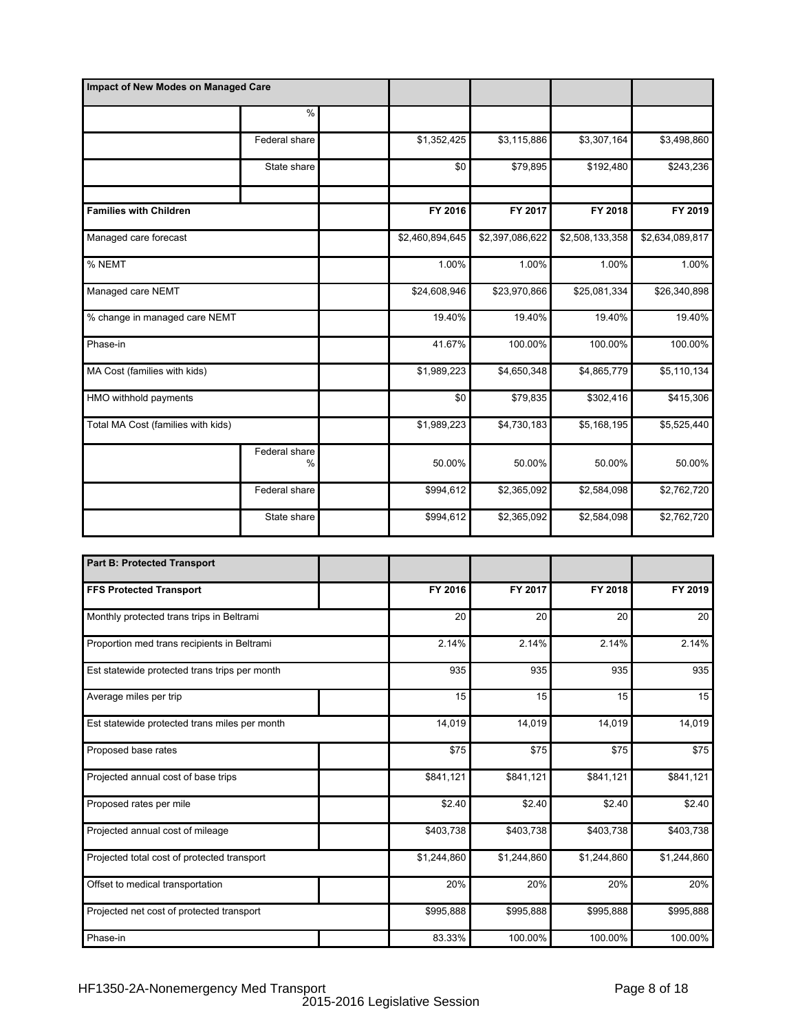| Impact of New Modes on Managed Care | | | | | | |
|---|---|---|---|---|---|---|
| | % | | | | | |
| | Federal share | | $1,352,425 | $3,115,886 | $3,307,164 | $3,498,860 |
| | State share | | $0 | $79,895 | $192,480 | $243,236 |
| | | | | | | |

| Families with Children | | | FY 2016 | FY 2017 | FY 2018 | FY 2019 |
|---|---|---|---|---|---|---|
| Managed care forecast | | | $2,460,894,645 | $2,397,086,622 | $2,508,133,358 | $2,634,089,817 |
| % NEMT | | | 1.00% | 1.00% | 1.00% | 1.00% |
| Managed care NEMT | | | $24,608,946 | $23,970,866 | $25,081,334 | $26,340,898 |
| % change in managed care NEMT | | | 19.40% | 19.40% | 19.40% | 19.40% |
| Phase-in | | | 41.67% | 100.00% | 100.00% | 100.00% |
| MA Cost (families with kids) | | | $1,989,223 | $4,650,348 | $4,865,779 | $5,110,134 |
| HMO withhold payments | | | $0 | $79,835 | $302,416 | $415,306 |
| Total MA Cost (families with kids) | | | $1,989,223 | $4,730,183 | $5,168,195 | $5,525,440 |
| | Federal share % | | 50.00% | 50.00% | 50.00% | 50.00% |
| | Federal share | | $994,612 | $2,365,092 | $2,584,098 | $2,762,720 |
| | State share | | $994,612 | $2,365,092 | $2,584,098 | $2,762,720 |

| Part B: Protected Transport | | | | | |
|---|---|---|---|---|---|
| FFS Protected Transport | | FY 2016 | FY 2017 | FY 2018 | FY 2019 |
| Monthly protected trans trips in Beltrami | | 20 | 20 | 20 | 20 |
| Proportion med trans recipients in Beltrami | | 2.14% | 2.14% | 2.14% | 2.14% |
| Est statewide protected trans trips per month | | 935 | 935 | 935 | 935 |
| Average miles per trip | | 15 | 15 | 15 | 15 |
| Est statewide protected trans miles per month | | 14,019 | 14,019 | 14,019 | 14,019 |
| Proposed base rates | | $75 | $75 | $75 | $75 |
| Projected annual cost of base trips | | $841,121 | $841,121 | $841,121 | $841,121 |
| Proposed rates per mile | | $2.40 | $2.40 | $2.40 | $2.40 |
| Projected annual cost of mileage | | $403,738 | $403,738 | $403,738 | $403,738 |
| Projected total cost of protected transport | | $1,244,860 | $1,244,860 | $1,244,860 | $1,244,860 |
| Offset to medical transportation | | 20% | 20% | 20% | 20% |
| Projected net cost of protected transport | | $995,888 | $995,888 | $995,888 | $995,888 |
| Phase-in | | 83.33% | 100.00% | 100.00% | 100.00% |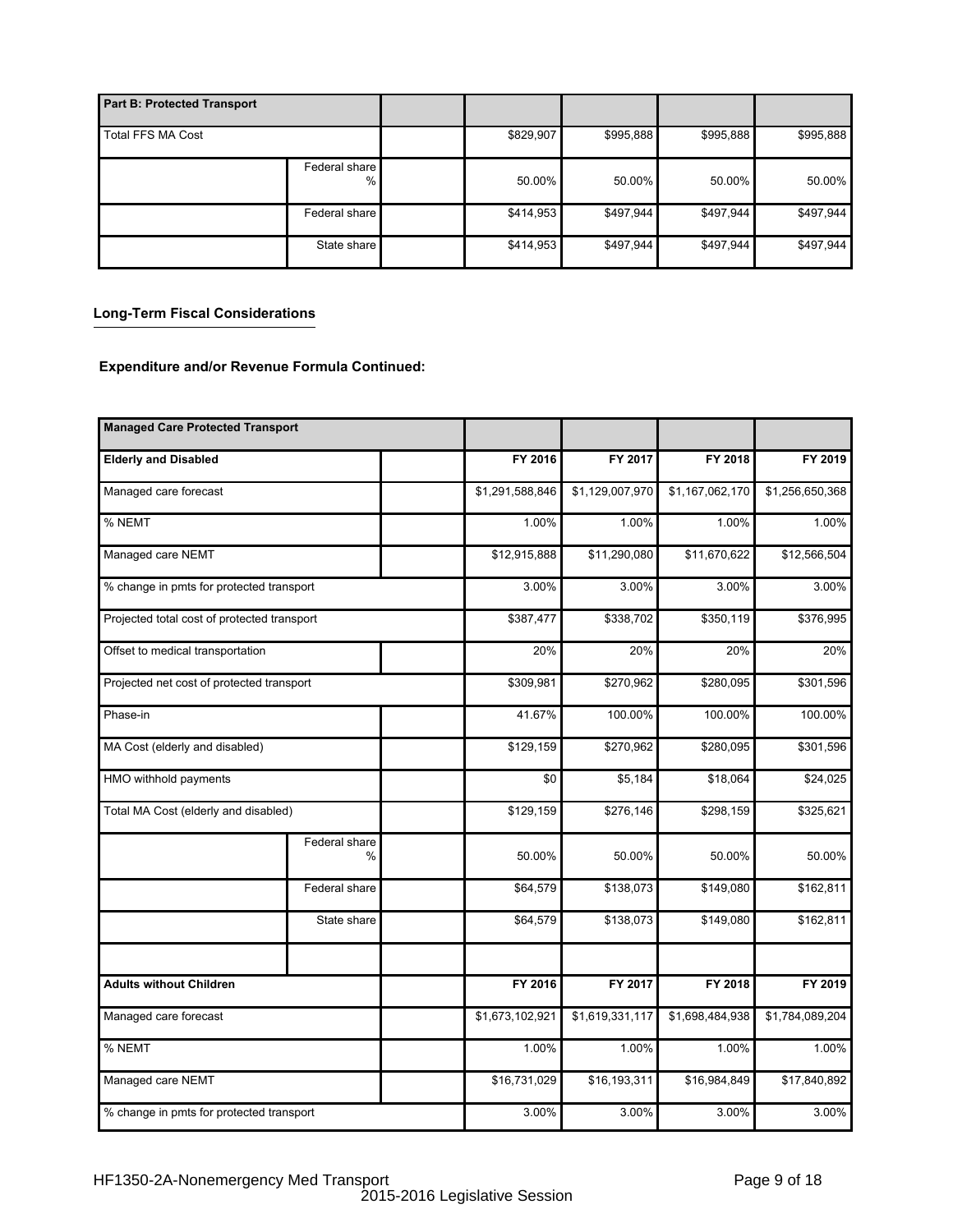| Part B: Protected Transport | | | | | | |
|---|---|---|---|---|---|---|
| Total FFS MA Cost | | | $829,907 | $995,888 | $995,888 | $995,888 |
| | Federal share % | | 50.00% | 50.00% | 50.00% | 50.00% |
| | Federal share | | $414,953 | $497,944 | $497,944 | $497,944 |
| | State share | | $414,953 | $497,944 | $497,944 | $497,944 |

**Long-Term Fiscal Considerations**

**Expenditure and/or Revenue Formula Continued:**

| Managed Care Protected Transport | | | | | | |
|---|---|---|---|---|---|---|
| **Elderly and Disabled** | | | **FY 2016** | **FY 2017** | **FY 2018** | **FY 2019** |
| Managed care forecast | | | $1,291,588,846 | $1,129,007,970 | $1,167,062,170 | $1,256,650,368 |
| % NEMT | | | 1.00% | 1.00% | 1.00% | 1.00% |
| Managed care NEMT | | | $12,915,888 | $11,290,080 | $11,670,622 | $12,566,504 |
| % change in pmts for protected transport | | | 3.00% | 3.00% | 3.00% | 3.00% |
| Projected total cost of protected transport | | | $387,477 | $338,702 | $350,119 | $376,995 |
| Offset to medical transportation | | | 20% | 20% | 20% | 20% |
| Projected net cost of protected transport | | | $309,981 | $270,962 | $280,095 | $301,596 |
| Phase-in | | | 41.67% | 100.00% | 100.00% | 100.00% |
| MA Cost (elderly and disabled) | | | $129,159 | $270,962 | $280,095 | $301,596 |
| HMO withhold payments | | | $0 | $5,184 | $18,064 | $24,025 |
| Total MA Cost (elderly and disabled) | | | $129,159 | $276,146 | $298,159 | $325,621 |
| | Federal share % | | 50.00% | 50.00% | 50.00% | 50.00% |
| | Federal share | | $64,579 | $138,073 | $149,080 | $162,811 |
| | State share | | $64,579 | $138,073 | $149,080 | $162,811 |
| | | | | | | |
| **Adults without Children** | | | **FY 2016** | **FY 2017** | **FY 2018** | **FY 2019** |
| Managed care forecast | | | $1,673,102,921 | $1,619,331,117 | $1,698,484,938 | $1,784,089,204 |
| % NEMT | | | 1.00% | 1.00% | 1.00% | 1.00% |
| Managed care NEMT | | | $16,731,029 | $16,193,311 | $16,984,849 | $17,840,892 |
| % change in pmts for protected transport | | | 3.00% | 3.00% | 3.00% | 3.00% |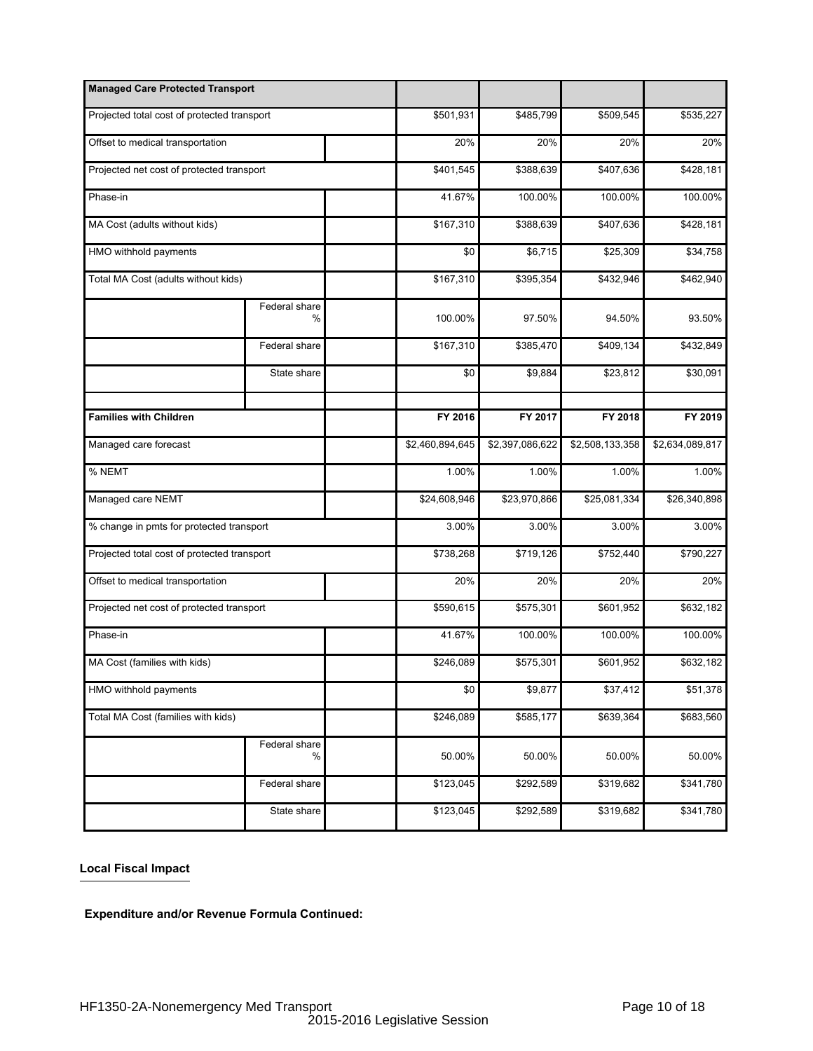| Managed Care Protected Transport | | | | | | |
|---|---|---|---|---|---|---|
| Projected total cost of protected transport | | | $501,931 | $485,799 | $509,545 | $535,227 |
| Offset to medical transportation | | | 20% | 20% | 20% | 20% |
| Projected net cost of protected transport | | | $401,545 | $388,639 | $407,636 | $428,181 |
| Phase-in | | | 41.67% | 100.00% | 100.00% | 100.00% |
| MA Cost (adults without kids) | | | $167,310 | $388,639 | $407,636 | $428,181 |
| HMO withhold payments | | | $0 | $6,715 | $25,309 | $34,758 |
| Total MA Cost (adults without kids) | | | $167,310 | $395,354 | $432,946 | $462,940 |
| | Federal share % | | 100.00% | 97.50% | 94.50% | 93.50% |
| | Federal share | | $167,310 | $385,470 | $409,134 | $432,849 |
| | State share | | $0 | $9,884 | $23,812 | $30,091 |
| | | | | | | |
| **Families with Children** | | | **FY 2016** | **FY 2017** | **FY 2018** | **FY 2019** |
| Managed care forecast | | | $2,460,894,645 | $2,397,086,622 | $2,508,133,358 | $2,634,089,817 |
| % NEMT | | | 1.00% | 1.00% | 1.00% | 1.00% |
| Managed care NEMT | | | $24,608,946 | $23,970,866 | $25,081,334 | $26,340,898 |
| % change in pmts for protected transport | | | 3.00% | 3.00% | 3.00% | 3.00% |
| Projected total cost of protected transport | | | $738,268 | $719,126 | $752,440 | $790,227 |
| Offset to medical transportation | | | 20% | 20% | 20% | 20% |
| Projected net cost of protected transport | | | $590,615 | $575,301 | $601,952 | $632,182 |
| Phase-in | | | 41.67% | 100.00% | 100.00% | 100.00% |
| MA Cost (families with kids) | | | $246,089 | $575,301 | $601,952 | $632,182 |
| HMO withhold payments | | | $0 | $9,877 | $37,412 | $51,378 |
| Total MA Cost (families with kids) | | | $246,089 | $585,177 | $639,364 | $683,560 |
| | Federal share % | | 50.00% | 50.00% | 50.00% | 50.00% |
| | Federal share | | $123,045 | $292,589 | $319,682 | $341,780 |
| | State share | | $123,045 | $292,589 | $319,682 | $341,780 |

**Local Fiscal Impact**

**Expenditure and/or Revenue Formula Continued:**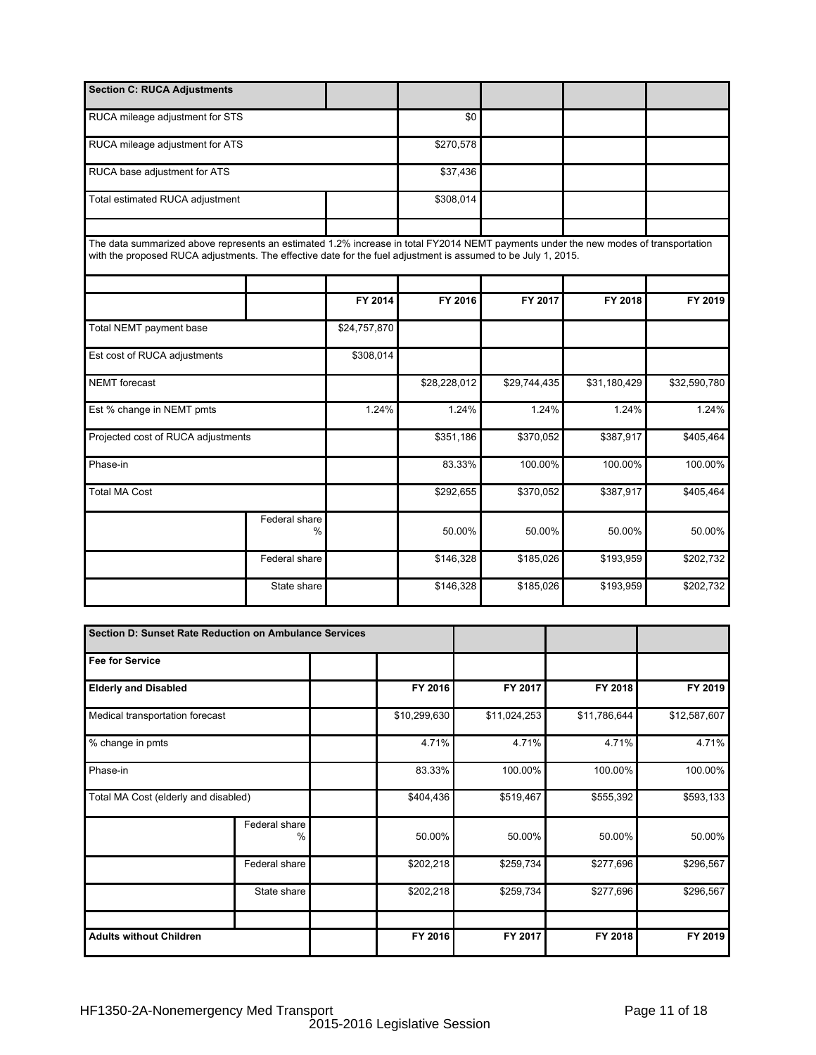| Section C: RUCA Adjustments | | | | | | |
|---|---|---|---|---|---|---|
| RUCA mileage adjustment for STS | | | $0 | | | |
| RUCA mileage adjustment for ATS | | | $270,578 | | | |
| RUCA base adjustment for ATS | | | $37,436 | | | |
| Total estimated RUCA adjustment | | | $308,014 | | | |
| | | | | | | |

The data summarized above represents an estimated 1.2% increase in total FY2014 NEMT payments under the new modes of transportation with the proposed RUCA adjustments. The effective date for the fuel adjustment is assumed to be July 1, 2015.

| | | FY 2014 | FY 2016 | FY 2017 | FY 2018 | FY 2019 |
|---|---|---|---|---|---|---|
| Total NEMT payment base | | $24,757,870 | | | | |
| Est cost of RUCA adjustments | | $308,014 | | | | |
| NEMT forecast | | | $28,228,012 | $29,744,435 | $31,180,429 | $32,590,780 |
| Est % change in NEMT pmts | | 1.24% | 1.24% | 1.24% | 1.24% | 1.24% |
| Projected cost of RUCA adjustments | | | $351,186 | $370,052 | $387,917 | $405,464 |
| Phase-in | | | 83.33% | 100.00% | 100.00% | 100.00% |
| Total MA Cost | | | $292,655 | $370,052 | $387,917 | $405,464 |
| | Federal share % | | 50.00% | 50.00% | 50.00% | 50.00% |
| | Federal share | | $146,328 | $185,026 | $193,959 | $202,732 |
| | State share | | $146,328 | $185,026 | $193,959 | $202,732 |

| Section D: Sunset Rate Reduction on Ambulance Services | | | | | | |
|---|---|---|---|---|---|---|
| **Fee for Service** | | | | | | |
| **Elderly and Disabled** | | | FY 2016 | FY 2017 | FY 2018 | FY 2019 |
| Medical transportation forecast | | | $10,299,630 | $11,024,253 | $11,786,644 | $12,587,607 |
| % change in pmts | | | 4.71% | 4.71% | 4.71% | 4.71% |
| Phase-in | | | 83.33% | 100.00% | 100.00% | 100.00% |
| Total MA Cost (elderly and disabled) | | | $404,436 | $519,467 | $555,392 | $593,133 |
| | Federal share % | | 50.00% | 50.00% | 50.00% | 50.00% |
| | Federal share | | $202,218 | $259,734 | $277,696 | $296,567 |
| | State share | | $202,218 | $259,734 | $277,696 | $296,567 |
| | | | | | | |
| **Adults without Children** | | | FY 2016 | FY 2017 | FY 2018 | FY 2019 |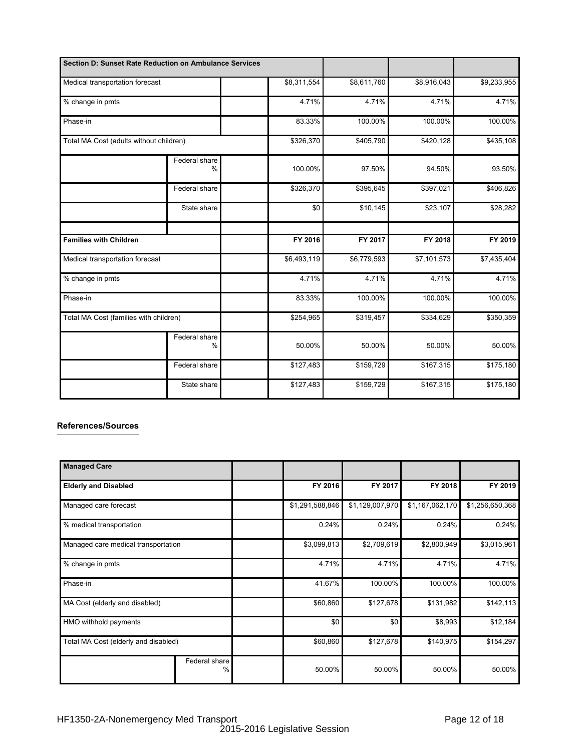| Section D: Sunset Rate Reduction on Ambulance Services | | | | | | |
|---|---|---|---|---|---|---|
| Medical transportation forecast | | | $8,311,554 | $8,611,760 | $8,916,043 | $9,233,955 |
| % change in pmts | | | 4.71% | 4.71% | 4.71% | 4.71% |
| Phase-in | | | 83.33% | 100.00% | 100.00% | 100.00% |
| Total MA Cost (adults without children) | | | $326,370 | $405,790 | $420,128 | $435,108 |
| | Federal share % | | 100.00% | 97.50% | 94.50% | 93.50% |
| | Federal share | | $326,370 | $395,645 | $397,021 | $406,826 |
| | State share | | $0 | $10,145 | $23,107 | $28,282 |
| | | | | | | |
| **Families with Children** | | | **FY 2016** | **FY 2017** | **FY 2018** | **FY 2019** |
| Medical transportation forecast | | | $6,493,119 | $6,779,593 | $7,101,573 | $7,435,404 |
| % change in pmts | | | 4.71% | 4.71% | 4.71% | 4.71% |
| Phase-in | | | 83.33% | 100.00% | 100.00% | 100.00% |
| Total MA Cost (families with children) | | | $254,965 | $319,457 | $334,629 | $350,359 |
| | Federal share % | | 50.00% | 50.00% | 50.00% | 50.00% |
| | Federal share | | $127,483 | $159,729 | $167,315 | $175,180 |
| | State share | | $127,483 | $159,729 | $167,315 | $175,180 |

**References/Sources**

| Managed Care | | | | | | |
|---|---|---|---|---|---|---|
| **Elderly and Disabled** | | | **FY 2016** | **FY 2017** | **FY 2018** | **FY 2019** |
| Managed care forecast | | | $1,291,588,846 | $1,129,007,970 | $1,167,062,170 | $1,256,650,368 |
| % medical transportation | | | 0.24% | 0.24% | 0.24% | 0.24% |
| Managed care medical transportation | | | $3,099,813 | $2,709,619 | $2,800,949 | $3,015,961 |
| % change in pmts | | | 4.71% | 4.71% | 4.71% | 4.71% |
| Phase-in | | | 41.67% | 100.00% | 100.00% | 100.00% |
| MA Cost (elderly and disabled) | | | $60,860 | $127,678 | $131,982 | $142,113 |
| HMO withhold payments | | | $0 | $0 | $8,993 | $12,184 |
| Total MA Cost (elderly and disabled) | | | $60,860 | $127,678 | $140,975 | $154,297 |
| | Federal share % | | 50.00% | 50.00% | 50.00% | 50.00% |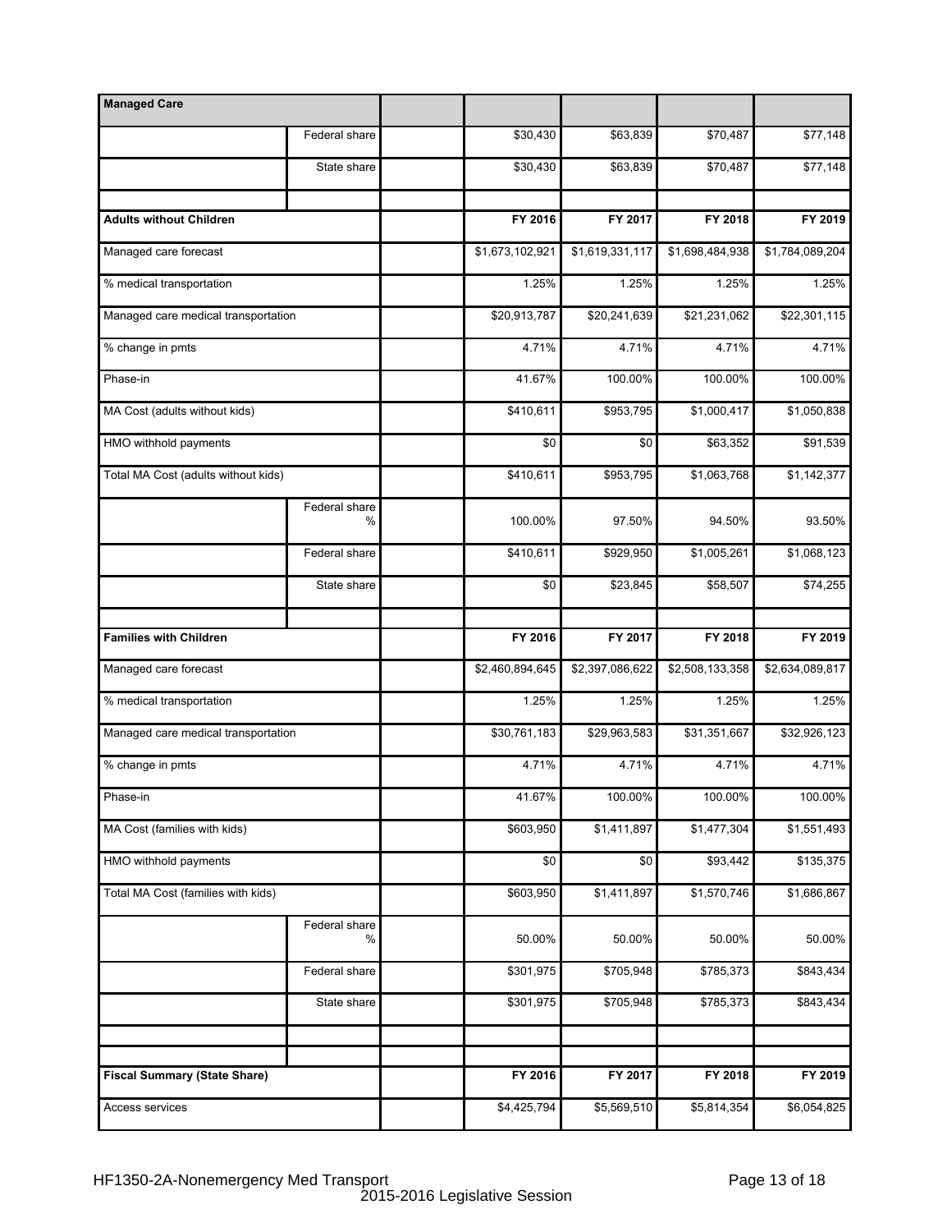| Managed Care | | | | | | |
|---|---|---|---|---|---|---|
| | Federal share | | $30,430 | $63,839 | $70,487 | $77,148 |
| | State share | | $30,430 | $63,839 | $70,487 | $77,148 |
| | | | | | | |
| **Adults without Children** | | | **FY 2016** | **FY 2017** | **FY 2018** | **FY 2019** |
| Managed care forecast | | | $1,673,102,921 | $1,619,331,117 | $1,698,484,938 | $1,784,089,204 |
| % medical transportation | | | 1.25% | 1.25% | 1.25% | 1.25% |
| Managed care medical transportation | | | $20,913,787 | $20,241,639 | $21,231,062 | $22,301,115 |
| % change in pmts | | | 4.71% | 4.71% | 4.71% | 4.71% |
| Phase-in | | | 41.67% | 100.00% | 100.00% | 100.00% |
| MA Cost (adults without kids) | | | $410,611 | $953,795 | $1,000,417 | $1,050,838 |
| HMO withhold payments | | | $0 | $0 | $63,352 | $91,539 |
| Total MA Cost (adults without kids) | | | $410,611 | $953,795 | $1,063,768 | $1,142,377 |
| | Federal share % | | 100.00% | 97.50% | 94.50% | 93.50% |
| | Federal share | | $410,611 | $929,950 | $1,005,261 | $1,068,123 |
| | State share | | $0 | $23,845 | $58,507 | $74,255 |
| | | | | | | |
| **Families with Children** | | | **FY 2016** | **FY 2017** | **FY 2018** | **FY 2019** |
| Managed care forecast | | | $2,460,894,645 | $2,397,086,622 | $2,508,133,358 | $2,634,089,817 |
| % medical transportation | | | 1.25% | 1.25% | 1.25% | 1.25% |
| Managed care medical transportation | | | $30,761,183 | $29,963,583 | $31,351,667 | $32,926,123 |
| % change in pmts | | | 4.71% | 4.71% | 4.71% | 4.71% |
| Phase-in | | | 41.67% | 100.00% | 100.00% | 100.00% |
| MA Cost (families with kids) | | | $603,950 | $1,411,897 | $1,477,304 | $1,551,493 |
| HMO withhold payments | | | $0 | $0 | $93,442 | $135,375 |
| Total MA Cost (families with kids) | | | $603,950 | $1,411,897 | $1,570,746 | $1,686,867 |
| | Federal share % | | 50.00% | 50.00% | 50.00% | 50.00% |
| | Federal share | | $301,975 | $705,948 | $785,373 | $843,434 |
| | State share | | $301,975 | $705,948 | $785,373 | $843,434 |
| | | | | | | |
| | | | | | | |
| **Fiscal Summary (State Share)** | | | **FY 2016** | **FY 2017** | **FY 2018** | **FY 2019** |
| Access services | | | $4,425,794 | $5,569,510 | $5,814,354 | $6,054,825 |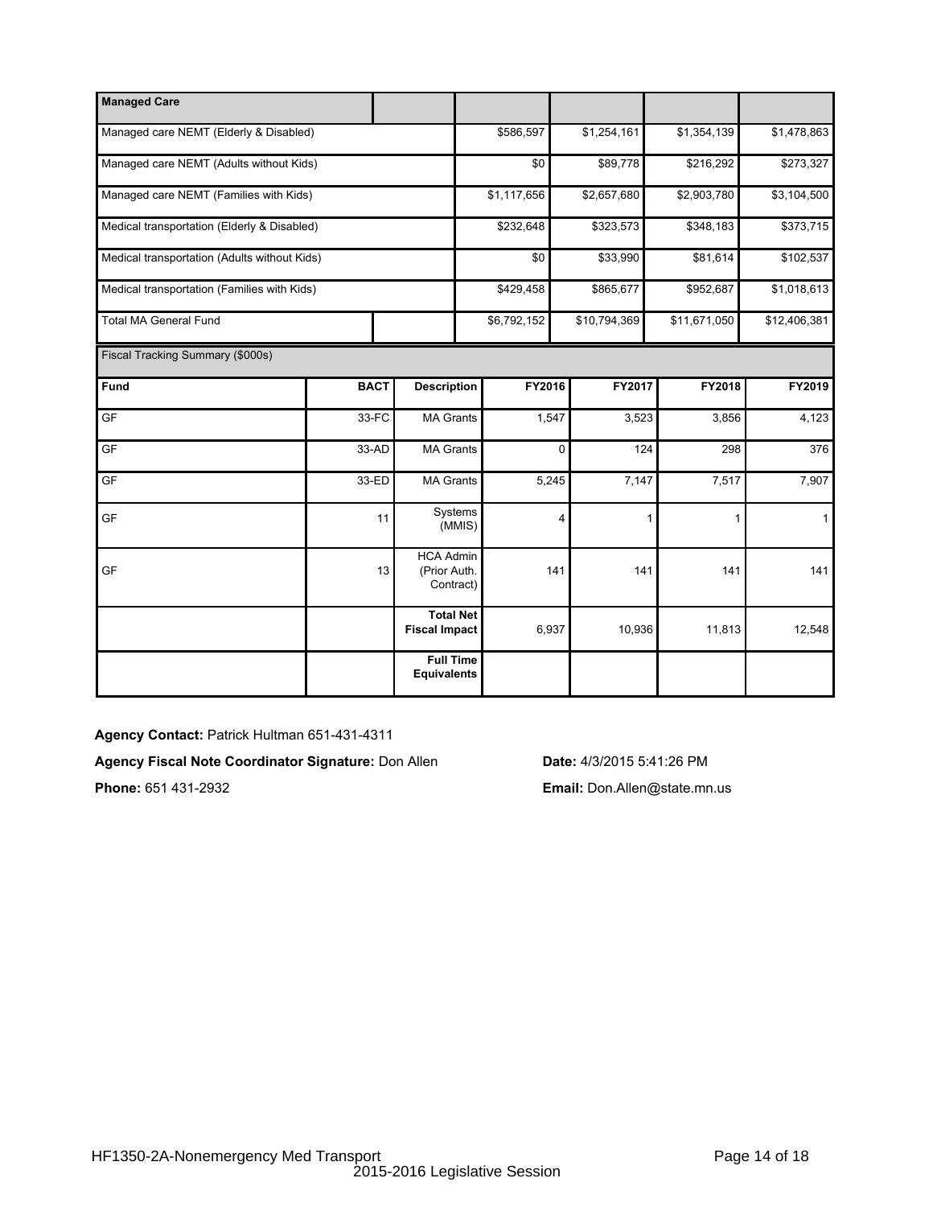| Managed Care | | | | | |
|---|---|---|---|---|---|
| Managed care NEMT (Elderly & Disabled) | | $586,597 | $1,254,161 | $1,354,139 | $1,478,863 |
| Managed care NEMT (Adults without Kids) | | $0 | $89,778 | $216,292 | $273,327 |
| Managed care NEMT (Families with Kids) | | $1,117,656 | $2,657,680 | $2,903,780 | $3,104,500 |
| Medical transportation (Elderly & Disabled) | | $232,648 | $323,573 | $348,183 | $373,715 |
| Medical transportation (Adults without Kids) | | $0 | $33,990 | $81,614 | $102,537 |
| Medical transportation (Families with Kids) | | $429,458 | $865,677 | $952,687 | $1,018,613 |
| Total MA General Fund | | $6,792,152 | $10,794,369 | $11,671,050 | $12,406,381 |

Fiscal Tracking Summary ($000s)

| Fund | BACT | Description | FY2016 | FY2017 | FY2018 | FY2019 |
|---|---|---|---|---|---|---|
| GF | 33-FC | MA Grants | 1,547 | 3,523 | 3,856 | 4,123 |
| GF | 33-AD | MA Grants | 0 | 124 | 298 | 376 |
| GF | 33-ED | MA Grants | 5,245 | 7,147 | 7,517 | 7,907 |
| GF | 11 | Systems (MMIS) | 4 | 1 | 1 | 1 |
| GF | 13 | HCA Admin (Prior Auth. Contract) | 141 | 141 | 141 | 141 |
| | | **Total Net Fiscal Impact** | 6,937 | 10,936 | 11,813 | 12,548 |
| | | **Full Time Equivalents** | | | | |

**Agency Contact:** Patrick Hultman 651-431-4311

**Agency Fiscal Note Coordinator Signature:** Don Allen

**Date:** 4/3/2015 5:41:26 PM

**Phone:** 651 431-2932

**Email:** Don.Allen@state.mn.us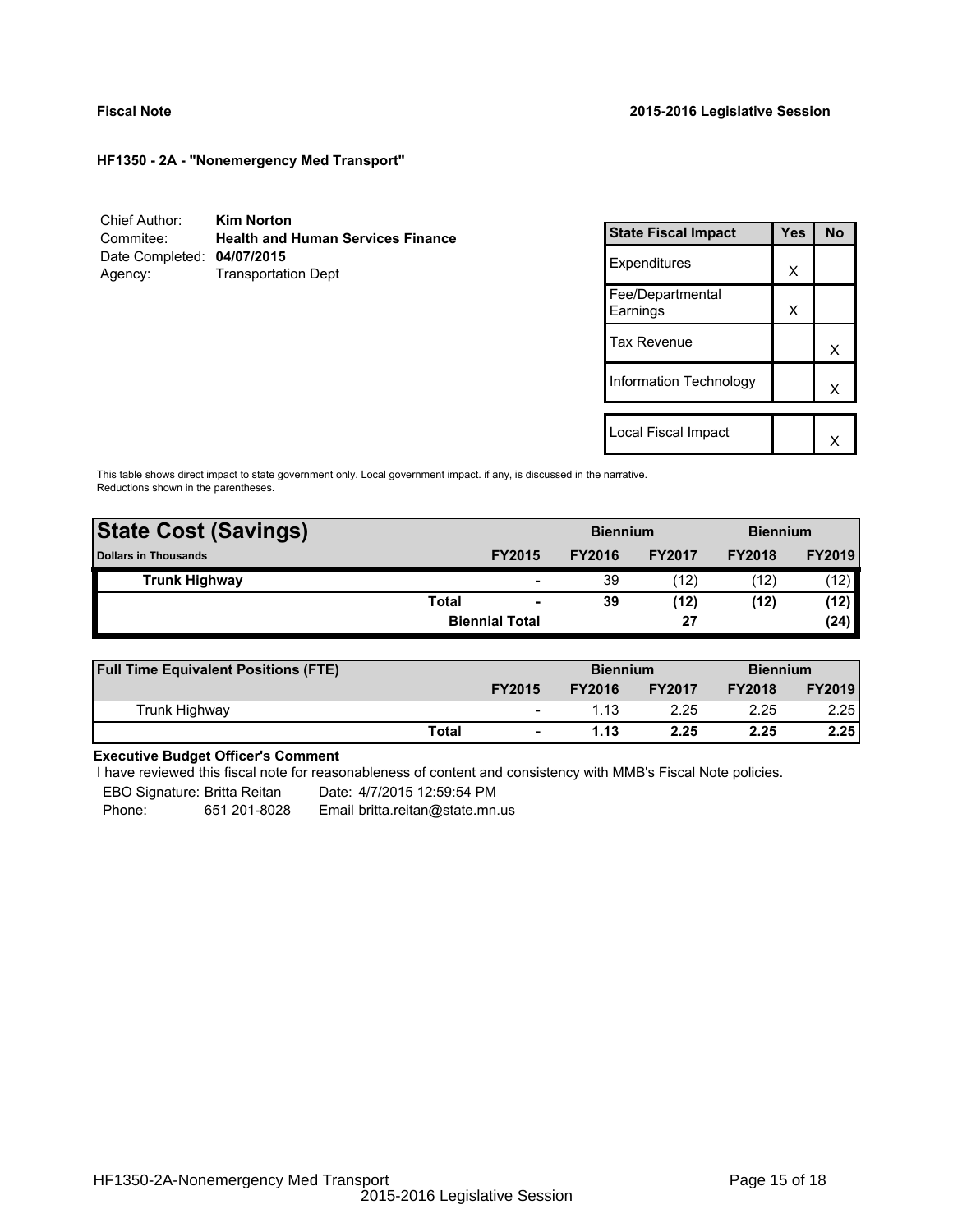**Fiscal Note** **2015-2016 Legislative Session**

**HF1350 - 2A - "Nonemergency Med Transport"**

Chief Author: **Kim Norton**
Commitee: **Health and Human Services Finance**
Date Completed: **04/07/2015**
Agency: Transportation Dept

| State Fiscal Impact | Yes | No |
|---|---|---|
| Expenditures | X | |
| Fee/Departmental Earnings | X | |
| Tax Revenue | | X |
| Information Technology | | X |
| Local Fiscal Impact | | X |

This table shows direct impact to state government only. Local government impact. if any, is discussed in the narrative. Reductions shown in the parentheses.

| **State Cost (Savings)** | | | **Biennium** | | **Biennium** | |
|---|---|---|---|---|---|---|
| **Dollars in Thousands** | | **FY2015** | **FY2016** | **FY2017** | **FY2018** | **FY2019** |
| **Trunk Highway** | | - | 39 | (12) | (12) | (12) |
| | **Total** | **-** | **39** | **(12)** | **(12)** | **(12)** |
| | | **Biennial Total** | | **27** | | **(24)** |

| **Full Time Equivalent Positions (FTE)** | | | **Biennium** | | **Biennium** | |
|---|---|---|---|---|---|---|
| | | **FY2015** | **FY2016** | **FY2017** | **FY2018** | **FY2019** |
| Trunk Highway | | - | 1.13 | 2.25 | 2.25 | 2.25 |
| | **Total** | **-** | **1.13** | **2.25** | **2.25** | **2.25** |

**Executive Budget Officer's Comment**

I have reviewed this fiscal note for reasonableness of content and consistency with MMB's Fiscal Note policies.

EBO Signature: Britta Reitan Date: 4/7/2015 12:59:54 PM
Phone: 651 201-8028 Email britta.reitan@state.mn.us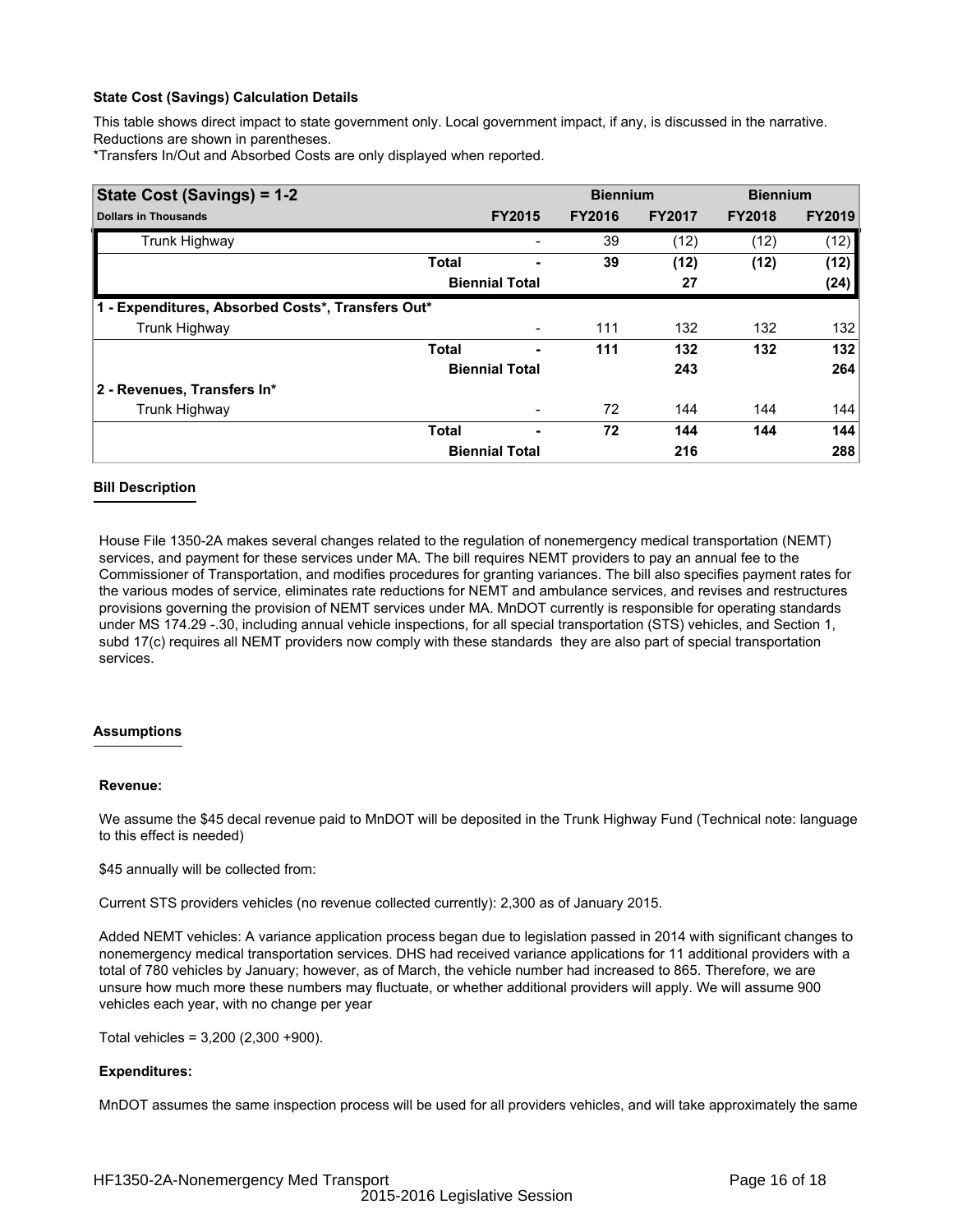**State Cost (Savings) Calculation Details**

This table shows direct impact to state government only. Local government impact, if any, is discussed in the narrative. Reductions are shown in parentheses.

*Transfers In/Out and Absorbed Costs are only displayed when reported.

| State Cost (Savings) = 1-2 | | | Biennium | | Biennium | |
|---|---|---|---|---|---|---|
| **Dollars in Thousands** | | **FY2015** | **FY2016** | **FY2017** | **FY2018** | **FY2019** |
| Trunk Highway | | - | 39 | (12) | (12) | (12) |
| | **Total** | **-** | **39** | **(12)** | **(12)** | **(12)** |
| | **Biennial Total** | | | **27** | | **(24)** |
| **1 - Expenditures, Absorbed Costs*, Transfers Out*** | | | | | | |
| Trunk Highway | | - | 111 | 132 | 132 | 132 |
| | **Total** | **-** | **111** | **132** | **132** | **132** |
| | **Biennial Total** | | | **243** | | **264** |
| **2 - Revenues, Transfers In*** | | | | | | |
| Trunk Highway | | - | 72 | 144 | 144 | 144 |
| | **Total** | **-** | **72** | **144** | **144** | **144** |
| | **Biennial Total** | | | **216** | | **288** |

**Bill Description**

House File 1350-2A makes several changes related to the regulation of nonemergency medical transportation (NEMT) services, and payment for these services under MA. The bill requires NEMT providers to pay an annual fee to the Commissioner of Transportation, and modifies procedures for granting variances. The bill also specifies payment rates for the various modes of service, eliminates rate reductions for NEMT and ambulance services, and revises and restructures provisions governing the provision of NEMT services under MA. MnDOT currently is responsible for operating standards under MS 174.29 -.30, including annual vehicle inspections, for all special transportation (STS) vehicles, and Section 1, subd 17(c) requires all NEMT providers now comply with these standards they are also part of special transportation services.

**Assumptions**

**Revenue:**

We assume the $45 decal revenue paid to MnDOT will be deposited in the Trunk Highway Fund (Technical note: language to this effect is needed)

$45 annually will be collected from:

Current STS providers vehicles (no revenue collected currently): 2,300 as of January 2015.

Added NEMT vehicles: A variance application process began due to legislation passed in 2014 with significant changes to nonemergency medical transportation services. DHS had received variance applications for 11 additional providers with a total of 780 vehicles by January; however, as of March, the vehicle number had increased to 865. Therefore, we are unsure how much more these numbers may fluctuate, or whether additional providers will apply. We will assume 900 vehicles each year, with no change per year

Total vehicles = 3,200 (2,300 +900).

**Expenditures:**

MnDOT assumes the same inspection process will be used for all providers vehicles, and will take approximately the same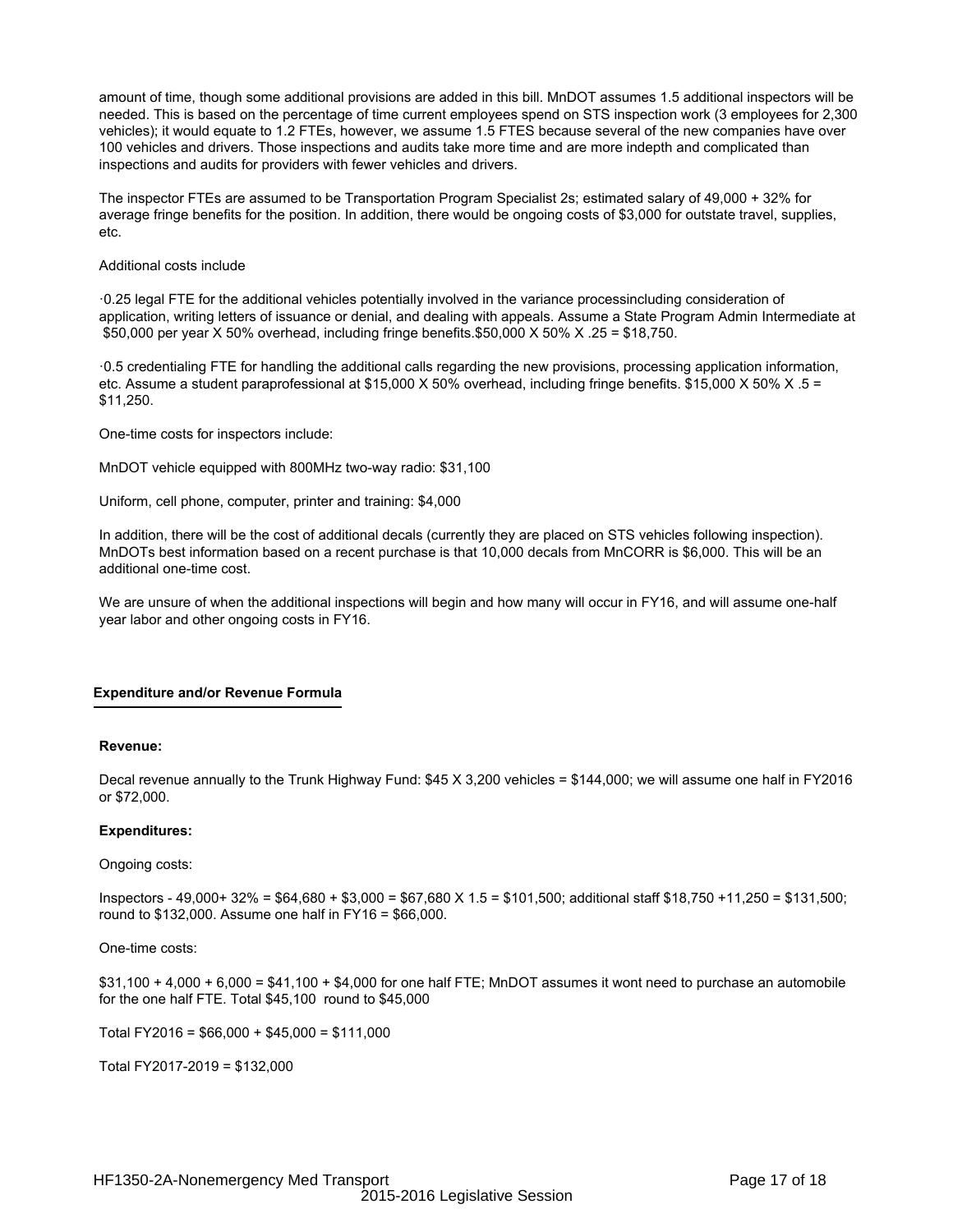amount of time, though some additional provisions are added in this bill. MnDOT assumes 1.5 additional inspectors will be needed. This is based on the percentage of time current employees spend on STS inspection work (3 employees for 2,300 vehicles); it would equate to 1.2 FTEs, however, we assume 1.5 FTES because several of the new companies have over 100 vehicles and drivers. Those inspections and audits take more time and are more indepth and complicated than inspections and audits for providers with fewer vehicles and drivers.

The inspector FTEs are assumed to be Transportation Program Specialist 2s; estimated salary of 49,000 + 32% for average fringe benefits for the position. In addition, there would be ongoing costs of $3,000 for outstate travel, supplies, etc.

Additional costs include

·0.25 legal FTE for the additional vehicles potentially involved in the variance processincluding consideration of application, writing letters of issuance or denial, and dealing with appeals. Assume a State Program Admin Intermediate at $50,000 per year X 50% overhead, including fringe benefits.$50,000 X 50% X .25 = $18,750.

·0.5 credentialing FTE for handling the additional calls regarding the new provisions, processing application information, etc. Assume a student paraprofessional at $15,000 X 50% overhead, including fringe benefits. $15,000 X 50% X .5 = $11,250.

One-time costs for inspectors include:

MnDOT vehicle equipped with 800MHz two-way radio: $31,100

Uniform, cell phone, computer, printer and training: $4,000

In addition, there will be the cost of additional decals (currently they are placed on STS vehicles following inspection). MnDOTs best information based on a recent purchase is that 10,000 decals from MnCORR is $6,000. This will be an additional one-time cost.

We are unsure of when the additional inspections will begin and how many will occur in FY16, and will assume one-half year labor and other ongoing costs in FY16.

## Expenditure and/or Revenue Formula

**Revenue:**

Decal revenue annually to the Trunk Highway Fund: $45 X 3,200 vehicles = $144,000; we will assume one half in FY2016 or $72,000.

**Expenditures:**

Ongoing costs:

Inspectors - 49,000+ 32% = $64,680 + $3,000 = $67,680 X 1.5 = $101,500; additional staff $18,750 +11,250 = $131,500; round to $132,000. Assume one half in FY16 = $66,000.

One-time costs:

$31,100 + 4,000 + 6,000 = $41,100 + $4,000 for one half FTE; MnDOT assumes it wont need to purchase an automobile for the one half FTE. Total $45,100 round to $45,000

Total FY2016 = $66,000 + $45,000 = $111,000

Total FY2017-2019 = $132,000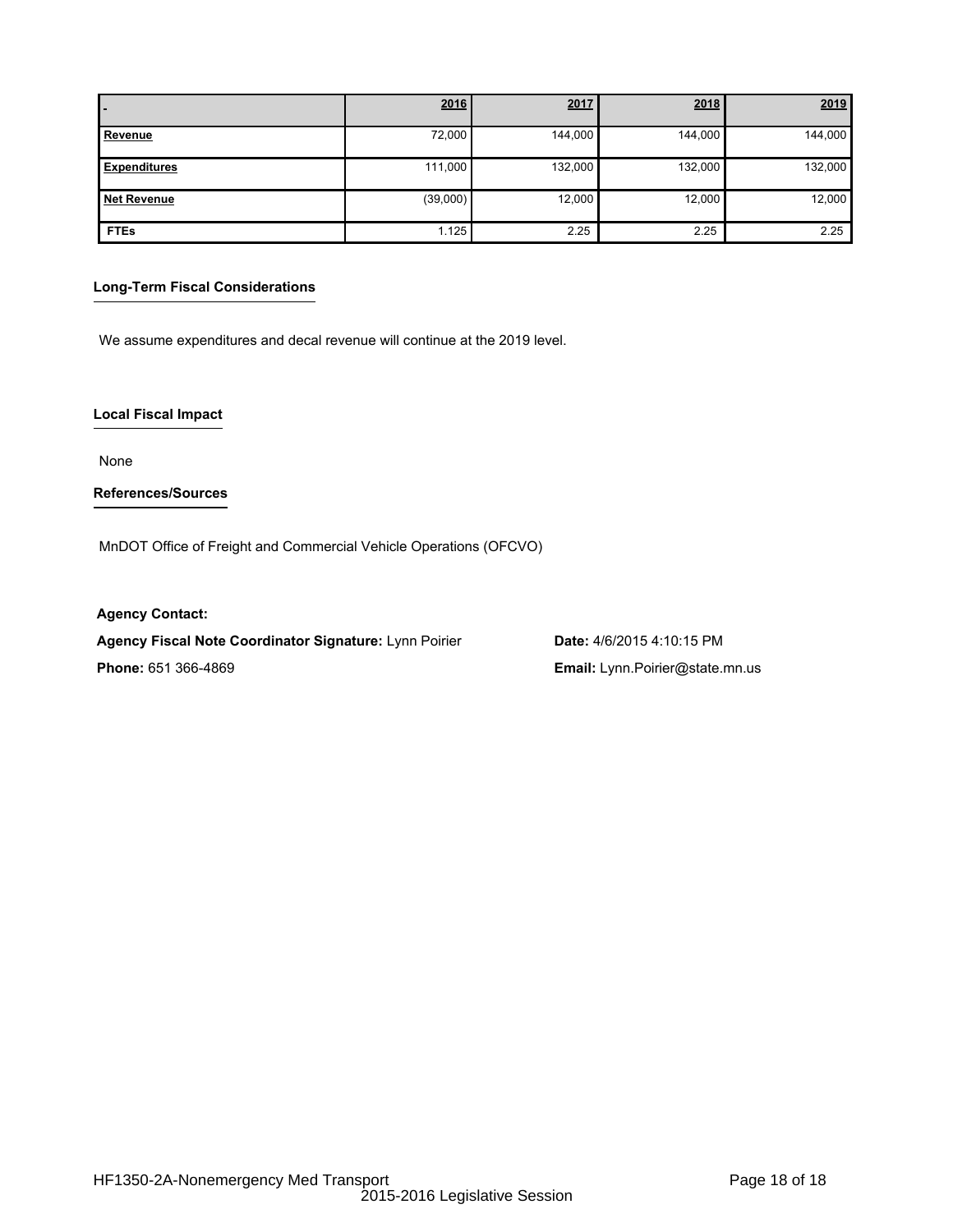| - | 2016 | 2017 | 2018 | 2019 |
|---|---|---|---|---|
| Revenue | 72,000 | 144,000 | 144,000 | 144,000 |
| Expenditures | 111,000 | 132,000 | 132,000 | 132,000 |
| Net Revenue | (39,000) | 12,000 | 12,000 | 12,000 |
| FTEs | 1.125 | 2.25 | 2.25 | 2.25 |

**Long-Term Fiscal Considerations**

We assume expenditures and decal revenue will continue at the 2019 level.

**Local Fiscal Impact**

None

**References/Sources**

MnDOT Office of Freight and Commercial Vehicle Operations (OFCVO)

**Agency Contact:**

**Agency Fiscal Note Coordinator Signature:** Lynn Poirier

**Date:** 4/6/2015 4:10:15 PM

**Phone:** 651 366-4869

**Email:** Lynn.Poirier@state.mn.us